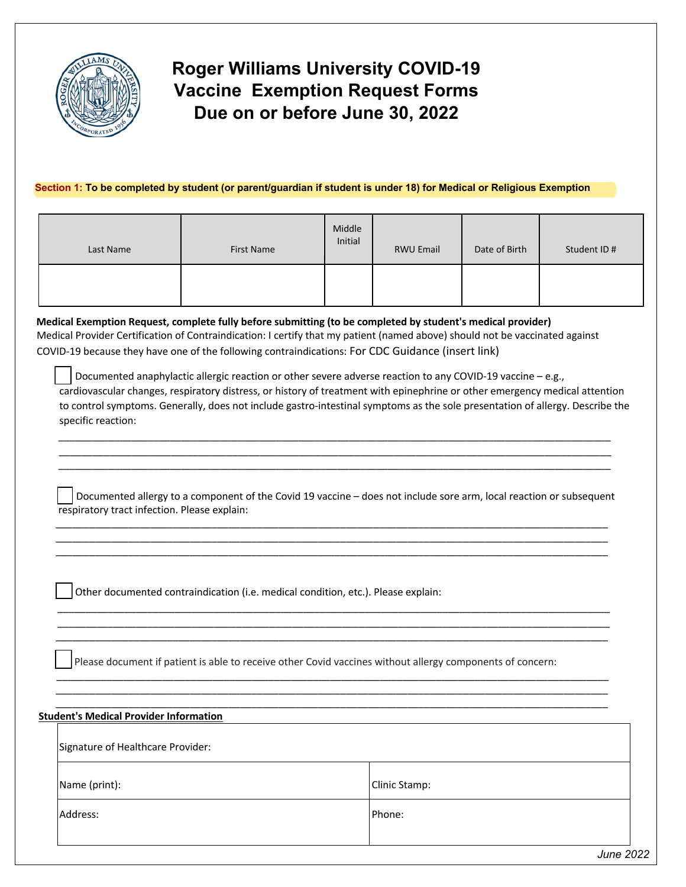# Roger Williams University COVID-19 Vaccine Exemption Request Forms Due on or before June 30, 2022

**Section 1: To be completed by student (or parent/guardian if student is under 18) for Medical or Religious Exemption**

| Last Name | First Name | Middle Initial | RWU Email | Date of Birth | Student ID # |
|---|---|---|---|---|---|
| | | | | | |

**Medical Exemption Request, complete fully before submitting (to be completed by student's medical provider)**

Medical Provider Certification of Contraindication: I certify that my patient (named above) should not be vaccinated against COVID-19 because they have one of the following contraindications: For CDC Guidance (insert link)

☐ Documented anaphylactic allergic reaction or other severe adverse reaction to any COVID-19 vaccine – e.g., cardiovascular changes, respiratory distress, or history of treatment with epinephrine or other emergency medical attention to control symptoms. Generally, does not include gastro-intestinal symptoms as the sole presentation of allergy. Describe the specific reaction:

\_\_\_\_\_\_\_\_\_\_\_\_\_\_\_\_\_\_\_\_\_\_\_\_\_\_\_\_\_\_\_\_\_\_\_\_\_\_\_\_\_\_\_\_\_\_\_\_\_\_\_\_\_\_\_\_\_\_\_\_\_\_\_\_\_\_\_\_\_\_\_\_\_\_\_\_\_\_
\_\_\_\_\_\_\_\_\_\_\_\_\_\_\_\_\_\_\_\_\_\_\_\_\_\_\_\_\_\_\_\_\_\_\_\_\_\_\_\_\_\_\_\_\_\_\_\_\_\_\_\_\_\_\_\_\_\_\_\_\_\_\_\_\_\_\_\_\_\_\_\_\_\_\_\_\_\_
\_\_\_\_\_\_\_\_\_\_\_\_\_\_\_\_\_\_\_\_\_\_\_\_\_\_\_\_\_\_\_\_\_\_\_\_\_\_\_\_\_\_\_\_\_\_\_\_\_\_\_\_\_\_\_\_\_\_\_\_\_\_\_\_\_\_\_\_\_\_\_\_\_\_\_\_\_\_

☐ Documented allergy to a component of the Covid 19 vaccine – does not include sore arm, local reaction or subsequent respiratory tract infection. Please explain:

\_\_\_\_\_\_\_\_\_\_\_\_\_\_\_\_\_\_\_\_\_\_\_\_\_\_\_\_\_\_\_\_\_\_\_\_\_\_\_\_\_\_\_\_\_\_\_\_\_\_\_\_\_\_\_\_\_\_\_\_\_\_\_\_\_\_\_\_\_\_\_\_\_\_\_\_\_\_
\_\_\_\_\_\_\_\_\_\_\_\_\_\_\_\_\_\_\_\_\_\_\_\_\_\_\_\_\_\_\_\_\_\_\_\_\_\_\_\_\_\_\_\_\_\_\_\_\_\_\_\_\_\_\_\_\_\_\_\_\_\_\_\_\_\_\_\_\_\_\_\_\_\_\_\_\_\_
\_\_\_\_\_\_\_\_\_\_\_\_\_\_\_\_\_\_\_\_\_\_\_\_\_\_\_\_\_\_\_\_\_\_\_\_\_\_\_\_\_\_\_\_\_\_\_\_\_\_\_\_\_\_\_\_\_\_\_\_\_\_\_\_\_\_\_\_\_\_\_\_\_\_\_\_\_\_

☐ Other documented contraindication (i.e. medical condition, etc.). Please explain:

\_\_\_\_\_\_\_\_\_\_\_\_\_\_\_\_\_\_\_\_\_\_\_\_\_\_\_\_\_\_\_\_\_\_\_\_\_\_\_\_\_\_\_\_\_\_\_\_\_\_\_\_\_\_\_\_\_\_\_\_\_\_\_\_\_\_\_\_\_\_\_\_\_\_\_\_\_\_
\_\_\_\_\_\_\_\_\_\_\_\_\_\_\_\_\_\_\_\_\_\_\_\_\_\_\_\_\_\_\_\_\_\_\_\_\_\_\_\_\_\_\_\_\_\_\_\_\_\_\_\_\_\_\_\_\_\_\_\_\_\_\_\_\_\_\_\_\_\_\_\_\_\_\_\_\_\_
\_\_\_\_\_\_\_\_\_\_\_\_\_\_\_\_\_\_\_\_\_\_\_\_\_\_\_\_\_\_\_\_\_\_\_\_\_\_\_\_\_\_\_\_\_\_\_\_\_\_\_\_\_\_\_\_\_\_\_\_\_\_\_\_\_\_\_\_\_\_\_\_\_\_\_\_\_\_

☐ Please document if patient is able to receive other Covid vaccines without allergy components of concern:

\_\_\_\_\_\_\_\_\_\_\_\_\_\_\_\_\_\_\_\_\_\_\_\_\_\_\_\_\_\_\_\_\_\_\_\_\_\_\_\_\_\_\_\_\_\_\_\_\_\_\_\_\_\_\_\_\_\_\_\_\_\_\_\_\_\_\_\_\_\_\_\_\_\_\_\_\_\_
\_\_\_\_\_\_\_\_\_\_\_\_\_\_\_\_\_\_\_\_\_\_\_\_\_\_\_\_\_\_\_\_\_\_\_\_\_\_\_\_\_\_\_\_\_\_\_\_\_\_\_\_\_\_\_\_\_\_\_\_\_\_\_\_\_\_\_\_\_\_\_\_\_\_\_\_\_\_
\_\_\_\_\_\_\_\_\_\_\_\_\_\_\_\_\_\_\_\_\_\_\_\_\_\_\_\_\_\_\_\_\_\_\_\_\_\_\_\_\_\_\_\_\_\_\_\_\_\_\_\_\_\_\_\_\_\_\_\_\_\_\_\_\_\_\_\_\_\_\_\_\_\_\_\_\_\_

**Student's Medical Provider Information**

| Signature of Healthcare Provider: | |
|---|---|
| Name (print): | Clinic Stamp: |
| Address: | Phone: |

*June 2022*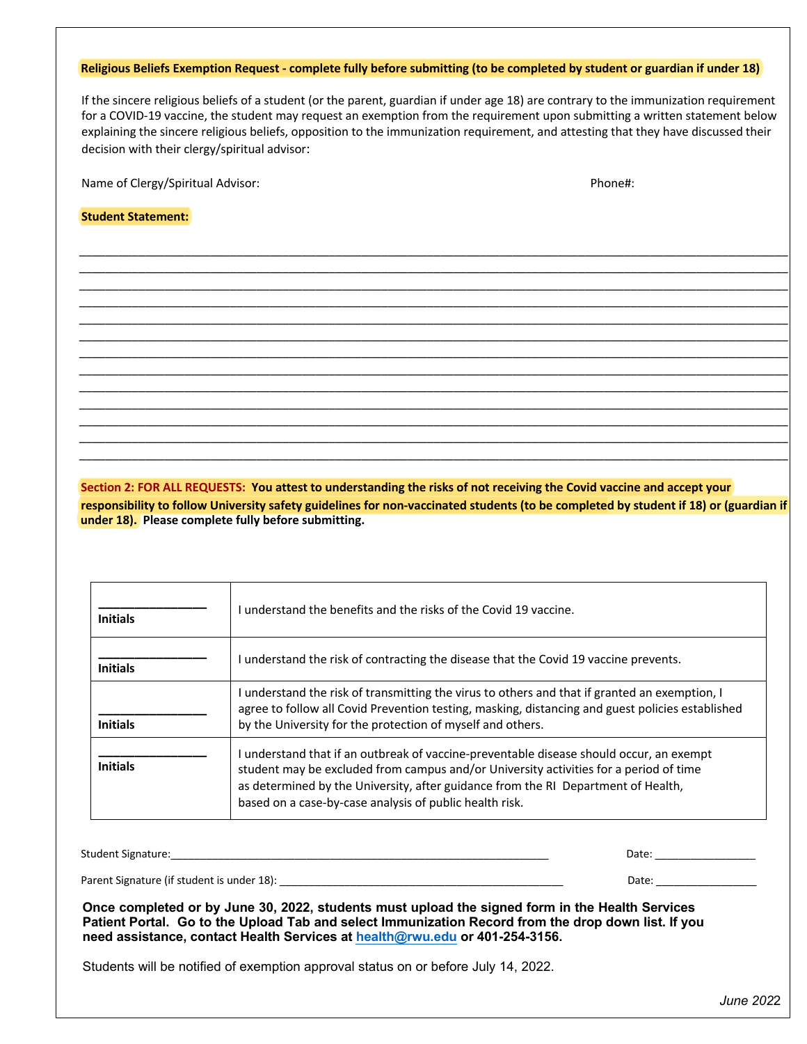**Religious Beliefs Exemption Request - complete fully before submitting (to be completed by student or guardian if under 18)**

If the sincere religious beliefs of a student (or the parent, guardian if under age 18) are contrary to the immunization requirement for a COVID-19 vaccine, the student may request an exemption from the requirement upon submitting a written statement below explaining the sincere religious beliefs, opposition to the immunization requirement, and attesting that they have discussed their decision with their clergy/spiritual advisor:

Name of Clergy/Spiritual Advisor: Phone#:

**Student Statement:**

________________________________________________________________________________________________
________________________________________________________________________________________________
________________________________________________________________________________________________
________________________________________________________________________________________________
________________________________________________________________________________________________
________________________________________________________________________________________________
________________________________________________________________________________________________
________________________________________________________________________________________________
________________________________________________________________________________________________
________________________________________________________________________________________________
________________________________________________________________________________________________
________________________________________________________________________________________________
________________________________________________________________________________________________

**Section 2: FOR ALL REQUESTS: You attest to understanding the risks of not receiving the Covid vaccine and accept your responsibility to follow University safety guidelines for non-vaccinated students (to be completed by student if 18) or (guardian if under 18). Please complete fully before submitting.**

| | |
|---|---|
| ______________ **Initials** | I understand the benefits and the risks of the Covid 19 vaccine. |
| ______________ **Initials** | I understand the risk of contracting the disease that the Covid 19 vaccine prevents. |
| ______________ **Initials** | I understand the risk of transmitting the virus to others and that if granted an exemption, I agree to follow all Covid Prevention testing, masking, distancing and guest policies established by the University for the protection of myself and others. |
| ______________ **Initials** | I understand that if an outbreak of vaccine-preventable disease should occur, an exempt student may be excluded from campus and/or University activities for a period of time as determined by the University, after guidance from the RI Department of Health, based on a case-by-case analysis of public health risk. |

Student Signature:_______________________________________________ Date: _______________

Parent Signature (if student is under 18): ________________________________ Date: _______________

**Once completed or by June 30, 2022, students must upload the signed form in the Health Services Patient Portal. Go to the Upload Tab and select Immunization Record from the drop down list. If you need assistance, contact Health Services at health@rwu.edu or 401-254-3156.**

Students will be notified of exemption approval status on or before July 14, 2022.

*June 2022*